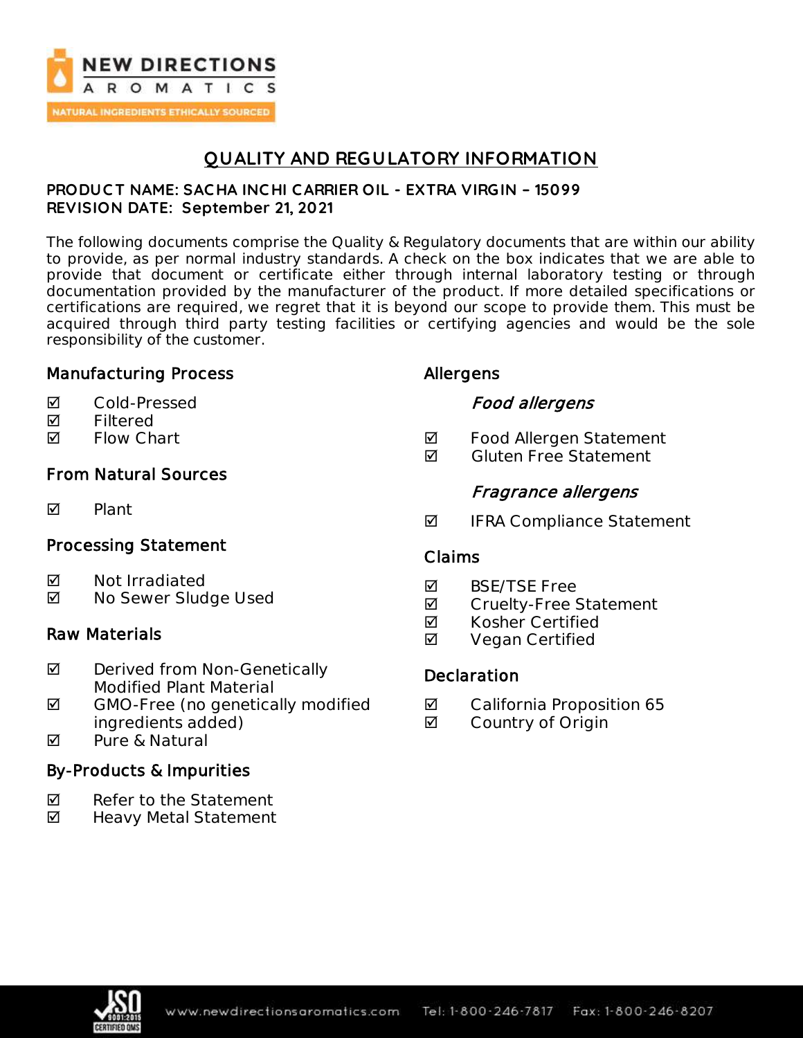NEW DIRECTIONS AROMATICS

NATURAL INGREDIENTS ETHICALLY SOURCED

# QUALITY AND REGULATORY INFORMATION

**PRODUCT NAME: SACHA INCHI CARRIER OIL - EXTRA VIRGIN – 15099**
**REVISION DATE: September 21, 2021**

The following documents comprise the Quality & Regulatory documents that are within our ability to provide, as per normal industry standards. A check on the box indicates that we are able to provide that document or certificate either through internal laboratory testing or through documentation provided by the manufacturer of the product. If more detailed specifications or certifications are required, we regret that it is beyond our scope to provide them. This must be acquired through third party testing facilities or certifying agencies and would be the sole responsibility of the customer.

### Manufacturing Process

- ☑ Cold-Pressed
- ☑ Filtered
- ☑ Flow Chart

### From Natural Sources

- ☑ Plant

### Processing Statement

- ☑ Not Irradiated
- ☑ No Sewer Sludge Used

### Raw Materials

- ☑ Derived from Non-Genetically Modified Plant Material
- ☑ GMO-Free (no genetically modified ingredients added)
- ☑ Pure & Natural

### By-Products & Impurities

- ☑ Refer to the Statement
- ☑ Heavy Metal Statement

### Allergens

#### *Food allergens*

- ☑ Food Allergen Statement
- ☑ Gluten Free Statement

#### *Fragrance allergens*

- ☑ IFRA Compliance Statement

### Claims

- ☑ BSE/TSE Free
- ☑ Cruelty-Free Statement
- ☑ Kosher Certified
- ☑ Vegan Certified

### Declaration

- ☑ California Proposition 65
- ☑ Country of Origin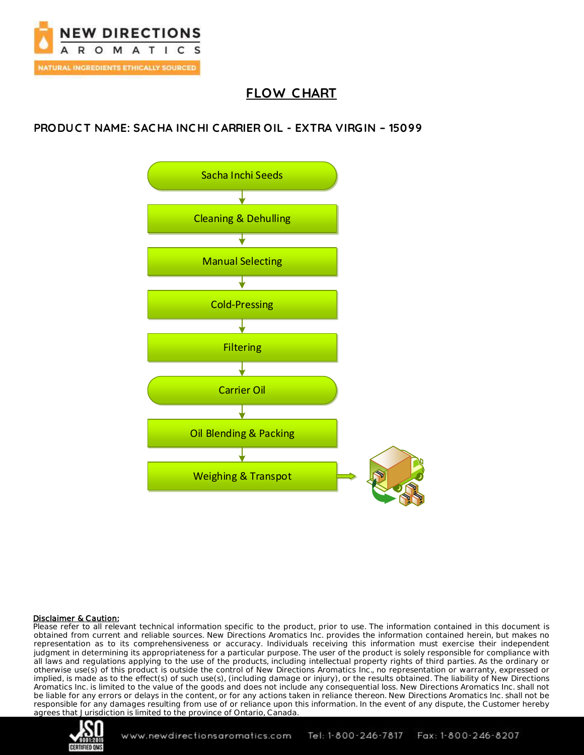# FLOW CHART

## PRODUCT NAME: SACHA INCHI CARRIER OIL - EXTRA VIRGIN – 15099

Sacha Inchi Seeds
↓
Cleaning & Dehulling
↓
Manual Selecting
↓
Cold-Pressing
↓
Filtering
↓
Carrier Oil
↓
Oil Blending & Packing
↓
Weighing & Transpot

**Disclaimer & Caution:**
Please refer to all relevant technical information specific to the product, prior to use. The information contained in this document is obtained from current and reliable sources. New Directions Aromatics Inc. provides the information contained herein, but makes no representation as to its comprehensiveness or accuracy. Individuals receiving this information must exercise their independent judgment in determining its appropriateness for a particular purpose. The user of the product is solely responsible for compliance with all laws and regulations applying to the use of the products, including intellectual property rights of third parties. As the ordinary or otherwise use(s) of this product is outside the control of New Directions Aromatics Inc., no representation or warranty, expressed or implied, is made as to the effect(s) of such use(s), (including damage or injury), or the results obtained. The liability of New Directions Aromatics Inc. is limited to the value of the goods and does not include any consequential loss. New Directions Aromatics Inc. shall not be liable for any errors or delays in the content, or for any actions taken in reliance thereon. New Directions Aromatics Inc. shall not be responsible for any damages resulting from use of or reliance upon this information. In the event of any dispute, the Customer hereby agrees that Jurisdiction is limited to the province of Ontario, Canada.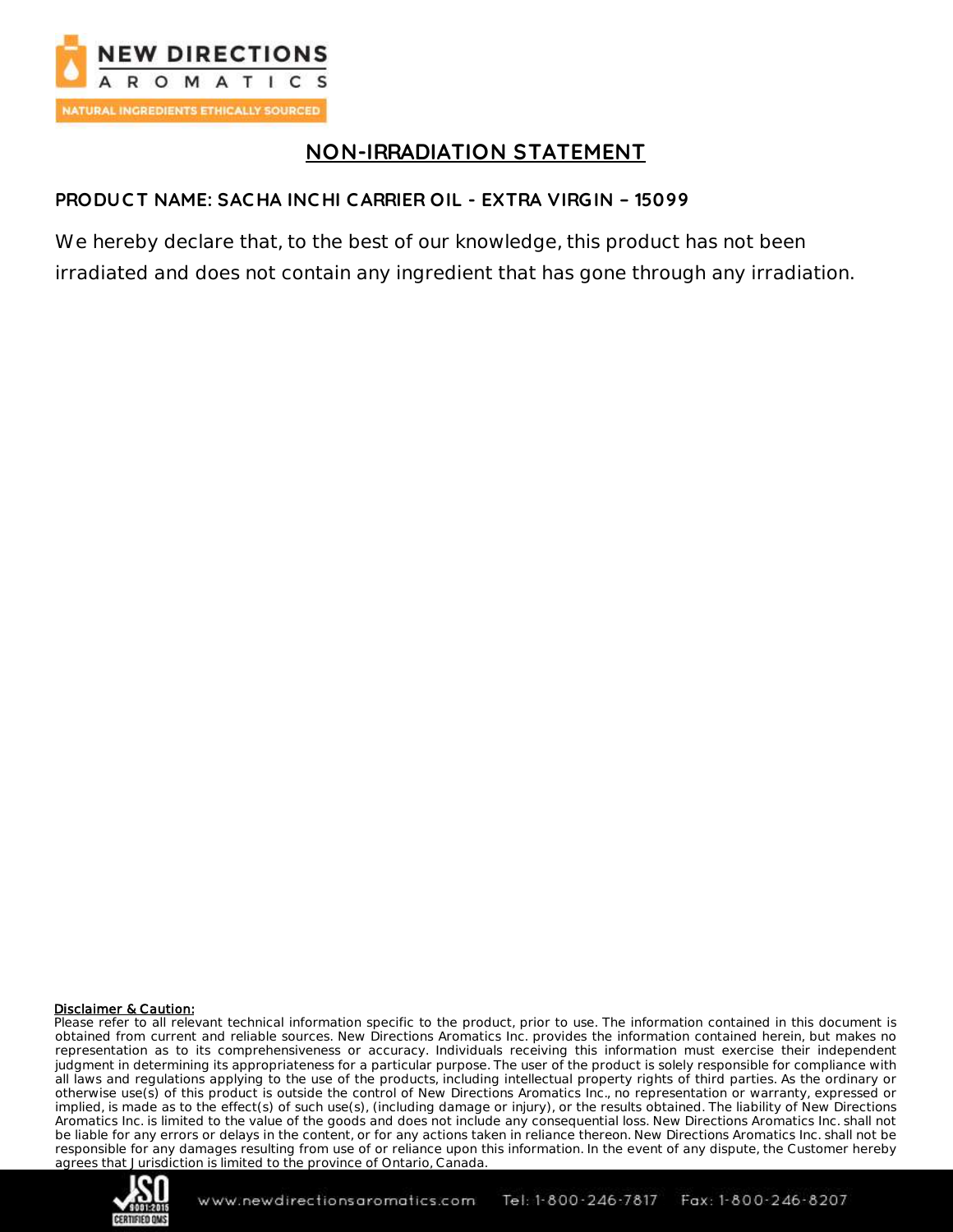# NON-IRRADIATION STATEMENT

**PRODUCT NAME: SACHA INCHI CARRIER OIL - EXTRA VIRGIN – 15099**

We hereby declare that, to the best of our knowledge, this product has not been irradiated and does not contain any ingredient that has gone through any irradiation.

**Disclaimer & Caution:**
Please refer to all relevant technical information specific to the product, prior to use. The information contained in this document is obtained from current and reliable sources. New Directions Aromatics Inc. provides the information contained herein, but makes no representation as to its comprehensiveness or accuracy. Individuals receiving this information must exercise their independent judgment in determining its appropriateness for a particular purpose. The user of the product is solely responsible for compliance with all laws and regulations applying to the use of the products, including intellectual property rights of third parties. As the ordinary or otherwise use(s) of this product is outside the control of New Directions Aromatics Inc., no representation or warranty, expressed or implied, is made as to the effect(s) of such use(s), (including damage or injury), or the results obtained. The liability of New Directions Aromatics Inc. is limited to the value of the goods and does not include any consequential loss. New Directions Aromatics Inc. shall not be liable for any errors or delays in the content, or for any actions taken in reliance thereon. New Directions Aromatics Inc. shall not be responsible for any damages resulting from use of or reliance upon this information. In the event of any dispute, the Customer hereby agrees that Jurisdiction is limited to the province of Ontario, Canada.

www.newdirectionsaromatics.com Tel: 1-800-246-7817 Fax: 1-800-246-8207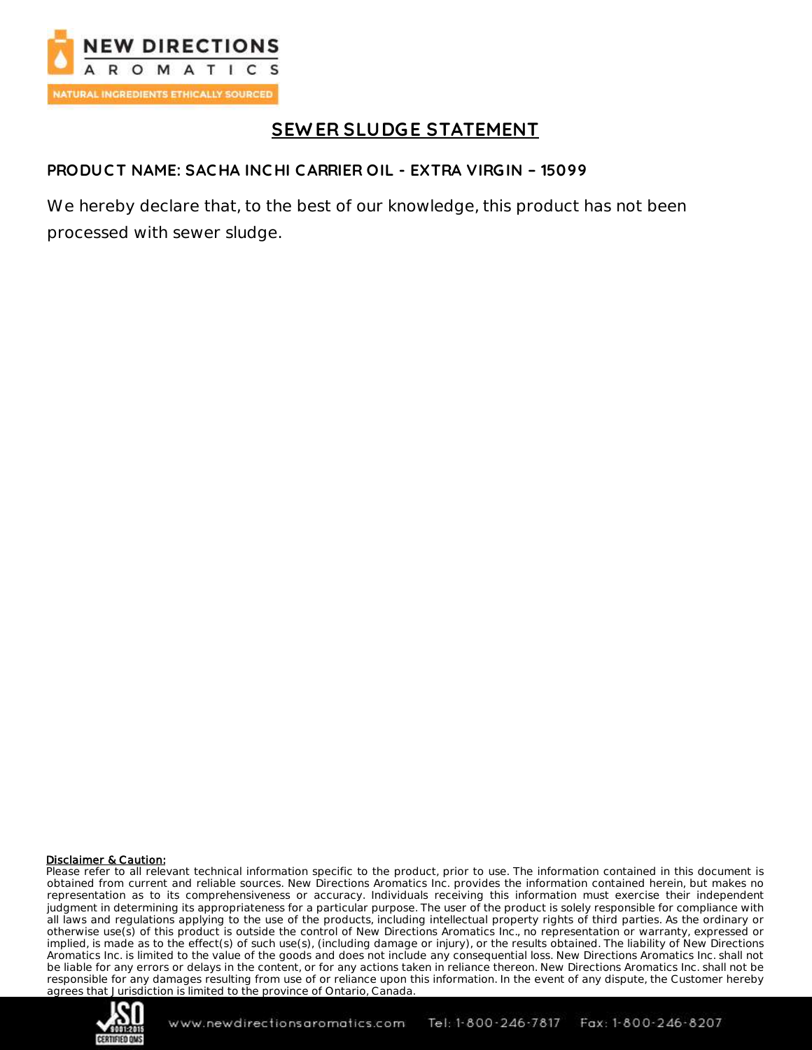## SEWER SLUDGE STATEMENT

**PRODUCT NAME: SACHA INCHI CARRIER OIL - EXTRA VIRGIN – 15099**

We hereby declare that, to the best of our knowledge, this product has not been processed with sewer sludge.

**Disclaimer & Caution:**

Please refer to all relevant technical information specific to the product, prior to use. The information contained in this document is obtained from current and reliable sources. New Directions Aromatics Inc. provides the information contained herein, but makes no representation as to its comprehensiveness or accuracy. Individuals receiving this information must exercise their independent judgment in determining its appropriateness for a particular purpose. The user of the product is solely responsible for compliance with all laws and regulations applying to the use of the products, including intellectual property rights of third parties. As the ordinary or otherwise use(s) of this product is outside the control of New Directions Aromatics Inc., no representation or warranty, expressed or implied, is made as to the effect(s) of such use(s), (including damage or injury), or the results obtained. The liability of New Directions Aromatics Inc. is limited to the value of the goods and does not include any consequential loss. New Directions Aromatics Inc. shall not be liable for any errors or delays in the content, or for any actions taken in reliance thereon. New Directions Aromatics Inc. shall not be responsible for any damages resulting from use of or reliance upon this information. In the event of any dispute, the Customer hereby agrees that Jurisdiction is limited to the province of Ontario, Canada.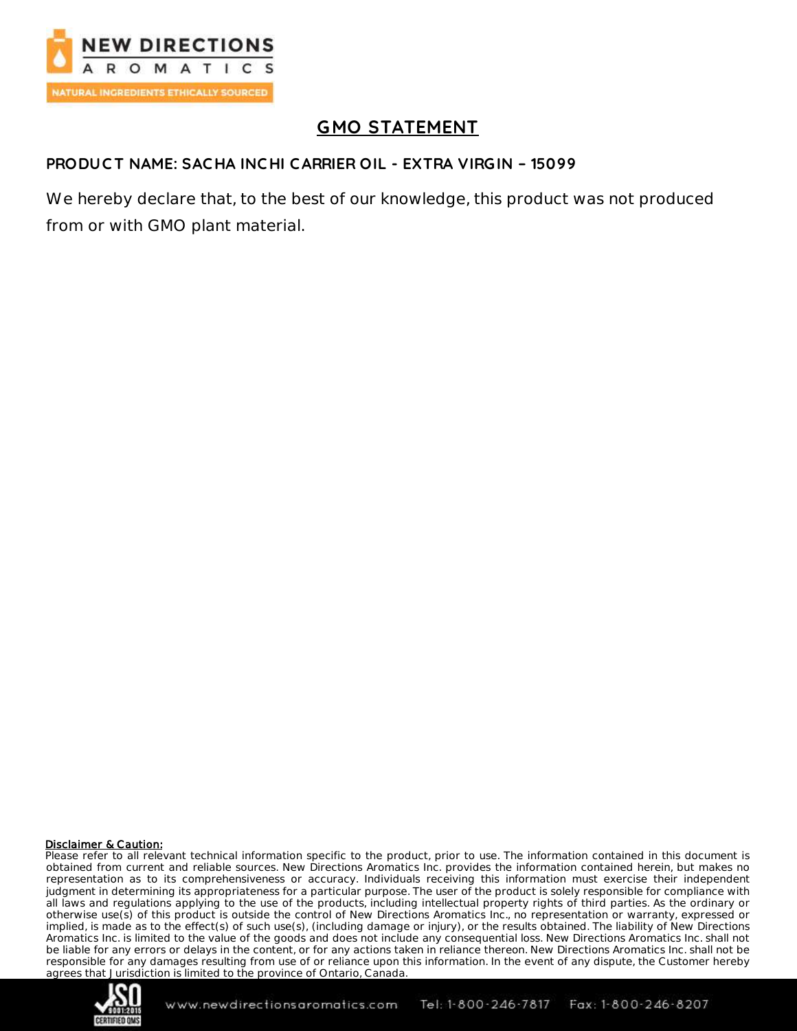# GMO STATEMENT

**PRODUCT NAME: SACHA INCHI CARRIER OIL - EXTRA VIRGIN – 15099**

We hereby declare that, to the best of our knowledge, this product was not produced from or with GMO plant material.

**Disclaimer & Caution:**

Please refer to all relevant technical information specific to the product, prior to use. The information contained in this document is obtained from current and reliable sources. New Directions Aromatics Inc. provides the information contained herein, but makes no representation as to its comprehensiveness or accuracy. Individuals receiving this information must exercise their independent judgment in determining its appropriateness for a particular purpose. The user of the product is solely responsible for compliance with all laws and regulations applying to the use of the products, including intellectual property rights of third parties. As the ordinary or otherwise use(s) of this product is outside the control of New Directions Aromatics Inc., no representation or warranty, expressed or implied, is made as to the effect(s) of such use(s), (including damage or injury), or the results obtained. The liability of New Directions Aromatics Inc. is limited to the value of the goods and does not include any consequential loss. New Directions Aromatics Inc. shall not be liable for any errors or delays in the content, or for any actions taken in reliance thereon. New Directions Aromatics Inc. shall not be responsible for any damages resulting from use of or reliance upon this information. In the event of any dispute, the Customer hereby agrees that Jurisdiction is limited to the province of Ontario, Canada.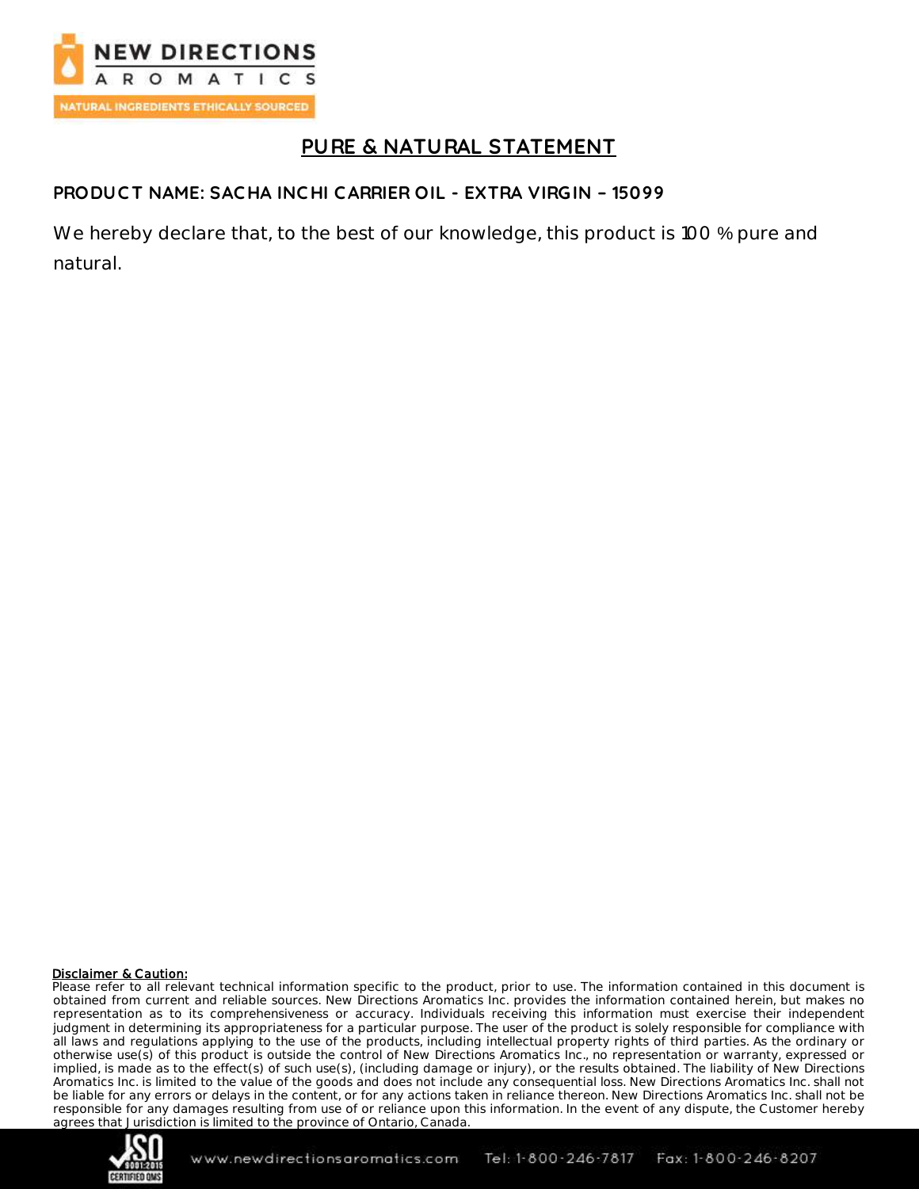# PURE & NATURAL STATEMENT

**PRODUCT NAME: SACHA INCHI CARRIER OIL - EXTRA VIRGIN – 15099**

We hereby declare that, to the best of our knowledge, this product is 100 % pure and natural.

**Disclaimer & Caution:**

Please refer to all relevant technical information specific to the product, prior to use. The information contained in this document is obtained from current and reliable sources. New Directions Aromatics Inc. provides the information contained herein, but makes no representation as to its comprehensiveness or accuracy. Individuals receiving this information must exercise their independent judgment in determining its appropriateness for a particular purpose. The user of the product is solely responsible for compliance with all laws and regulations applying to the use of the products, including intellectual property rights of third parties. As the ordinary or otherwise use(s) of this product is outside the control of New Directions Aromatics Inc., no representation or warranty, expressed or implied, is made as to the effect(s) of such use(s), (including damage or injury), or the results obtained. The liability of New Directions Aromatics Inc. is limited to the value of the goods and does not include any consequential loss. New Directions Aromatics Inc. shall not be liable for any errors or delays in the content, or for any actions taken in reliance thereon. New Directions Aromatics Inc. shall not be responsible for any damages resulting from use of or reliance upon this information. In the event of any dispute, the Customer hereby agrees that Jurisdiction is limited to the province of Ontario, Canada.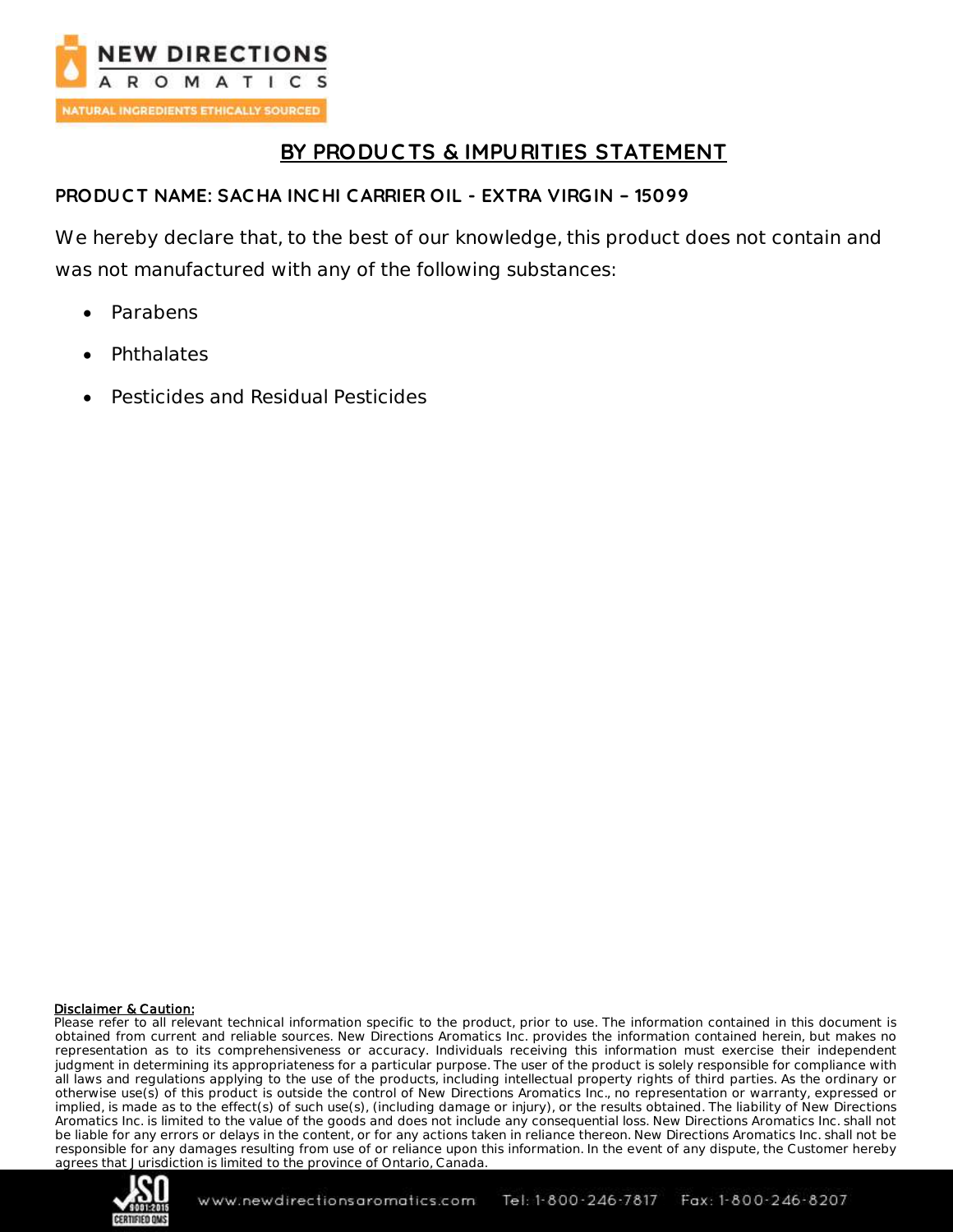# BY PRODUCTS & IMPURITIES STATEMENT

**PRODUCT NAME: SACHA INCHI CARRIER OIL - EXTRA VIRGIN – 15099**

We hereby declare that, to the best of our knowledge, this product does not contain and was not manufactured with any of the following substances:

- Parabens
- Phthalates
- Pesticides and Residual Pesticides

**Disclaimer & Caution:**
Please refer to all relevant technical information specific to the product, prior to use. The information contained in this document is obtained from current and reliable sources. New Directions Aromatics Inc. provides the information contained herein, but makes no representation as to its comprehensiveness or accuracy. Individuals receiving this information must exercise their independent judgment in determining its appropriateness for a particular purpose. The user of the product is solely responsible for compliance with all laws and regulations applying to the use of the products, including intellectual property rights of third parties. As the ordinary or otherwise use(s) of this product is outside the control of New Directions Aromatics Inc., no representation or warranty, expressed or implied, is made as to the effect(s) of such use(s), (including damage or injury), or the results obtained. The liability of New Directions Aromatics Inc. is limited to the value of the goods and does not include any consequential loss. New Directions Aromatics Inc. shall not be liable for any errors or delays in the content, or for any actions taken in reliance thereon. New Directions Aromatics Inc. shall not be responsible for any damages resulting from use of or reliance upon this information. In the event of any dispute, the Customer hereby agrees that Jurisdiction is limited to the province of Ontario, Canada.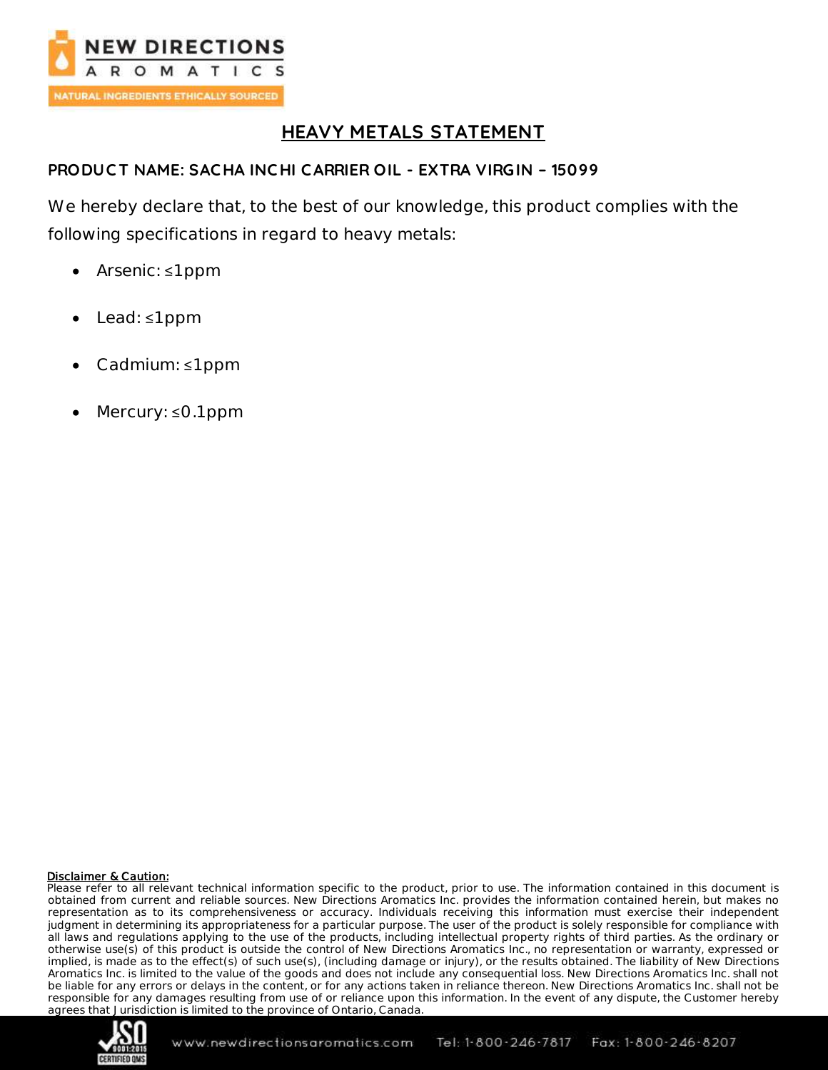# HEAVY METALS STATEMENT

**PRODUCT NAME: SACHA INCHI CARRIER OIL - EXTRA VIRGIN – 15099**

We hereby declare that, to the best of our knowledge, this product complies with the following specifications in regard to heavy metals:

- Arsenic: ≤1ppm
- Lead: ≤1ppm
- Cadmium: ≤1ppm
- Mercury: ≤0.1ppm

**Disclaimer & Caution:**
Please refer to all relevant technical information specific to the product, prior to use. The information contained in this document is obtained from current and reliable sources. New Directions Aromatics Inc. provides the information contained herein, but makes no representation as to its comprehensiveness or accuracy. Individuals receiving this information must exercise their independent judgment in determining its appropriateness for a particular purpose. The user of the product is solely responsible for compliance with all laws and regulations applying to the use of the products, including intellectual property rights of third parties. As the ordinary or otherwise use(s) of this product is outside the control of New Directions Aromatics Inc., no representation or warranty, expressed or implied, is made as to the effect(s) of such use(s), (including damage or injury), or the results obtained. The liability of New Directions Aromatics Inc. is limited to the value of the goods and does not include any consequential loss. New Directions Aromatics Inc. shall not be liable for any errors or delays in the content, or for any actions taken in reliance thereon. New Directions Aromatics Inc. shall not be responsible for any damages resulting from use of or reliance upon this information. In the event of any dispute, the Customer hereby agrees that Jurisdiction is limited to the province of Ontario, Canada.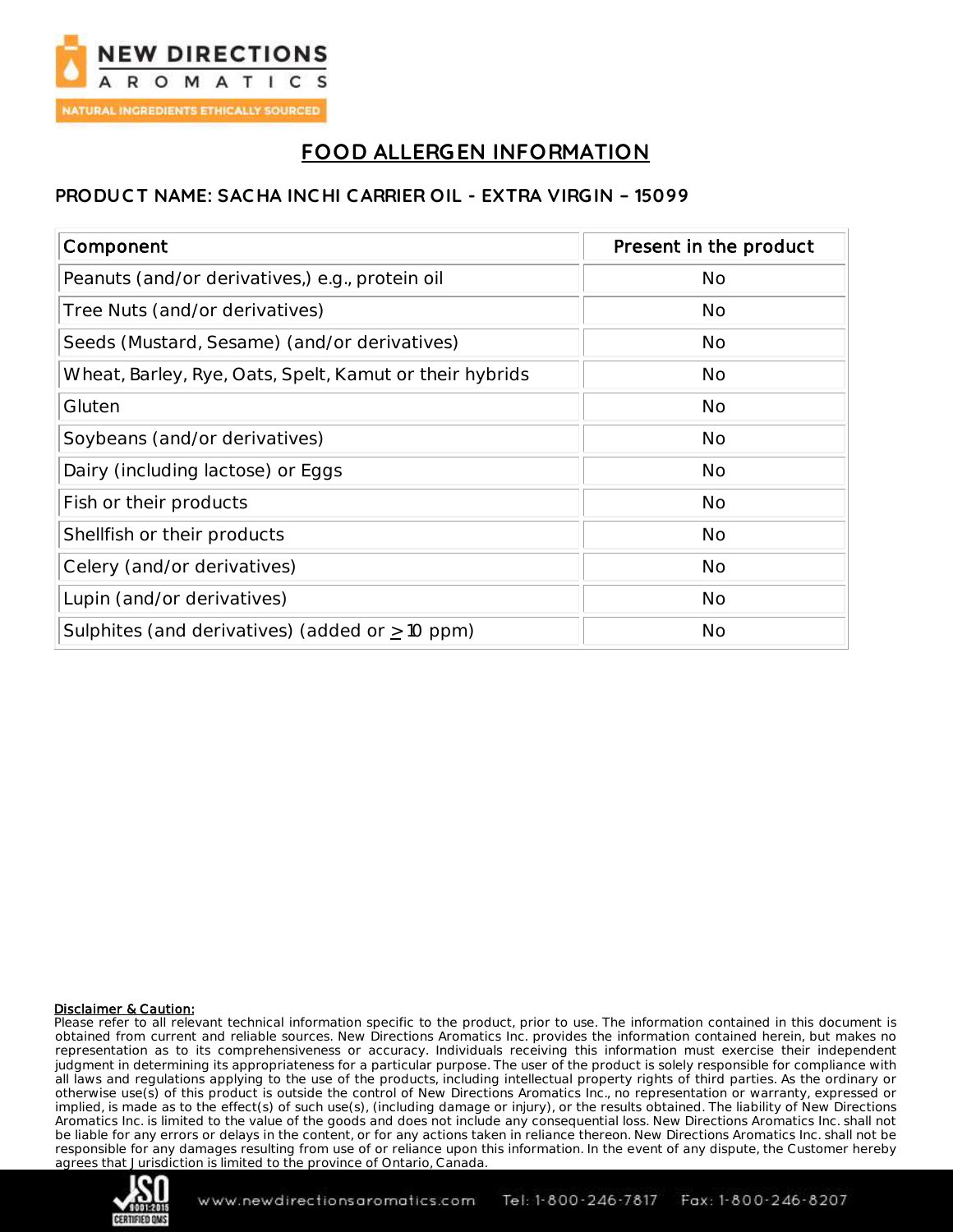# FOOD ALLERGEN INFORMATION

## PRODUCT NAME: SACHA INCHI CARRIER OIL - EXTRA VIRGIN – 15099

| Component | Present in the product |
|---|---|
| Peanuts (and/or derivatives,) e.g., protein oil | No |
| Tree Nuts (and/or derivatives) | No |
| Seeds (Mustard, Sesame) (and/or derivatives) | No |
| Wheat, Barley, Rye, Oats, Spelt, Kamut or their hybrids | No |
| Gluten | No |
| Soybeans (and/or derivatives) | No |
| Dairy (including lactose) or Eggs | No |
| Fish or their products | No |
| Shellfish or their products | No |
| Celery (and/or derivatives) | No |
| Lupin (and/or derivatives) | No |
| Sulphites (and derivatives) (added or $\geq$ 10 ppm) | No |

**Disclaimer & Caution:**
Please refer to all relevant technical information specific to the product, prior to use. The information contained in this document is obtained from current and reliable sources. New Directions Aromatics Inc. provides the information contained herein, but makes no representation as to its comprehensiveness or accuracy. Individuals receiving this information must exercise their independent judgment in determining its appropriateness for a particular purpose. The user of the product is solely responsible for compliance with all laws and regulations applying to the use of the products, including intellectual property rights of third parties. As the ordinary or otherwise use(s) of this product is outside the control of New Directions Aromatics Inc., no representation or warranty, expressed or implied, is made as to the effect(s) of such use(s), (including damage or injury), or the results obtained. The liability of New Directions Aromatics Inc. is limited to the value of the goods and does not include any consequential loss. New Directions Aromatics Inc. shall not be liable for any errors or delays in the content, or for any actions taken in reliance thereon. New Directions Aromatics Inc. shall not be responsible for any damages resulting from use of or reliance upon this information. In the event of any dispute, the Customer hereby agrees that Jurisdiction is limited to the province of Ontario, Canada.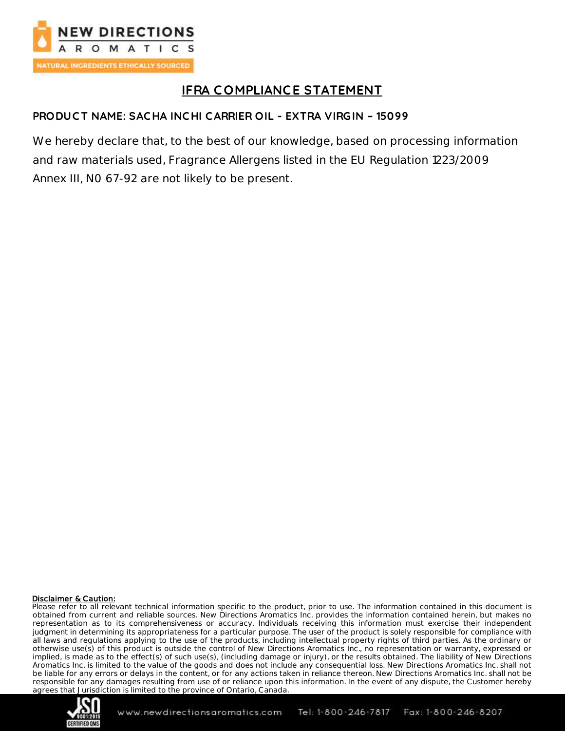# IFRA COMPLIANCE STATEMENT

## PRODUCT NAME: SACHA INCHI CARRIER OIL - EXTRA VIRGIN – 15099

We hereby declare that, to the best of our knowledge, based on processing information and raw materials used, Fragrance Allergens listed in the EU Regulation 1223/2009 Annex III, N0 67-92 are not likely to be present.

**Disclaimer & Caution:**

Please refer to all relevant technical information specific to the product, prior to use. The information contained in this document is obtained from current and reliable sources. New Directions Aromatics Inc. provides the information contained herein, but makes no representation as to its comprehensiveness or accuracy. Individuals receiving this information must exercise their independent judgment in determining its appropriateness for a particular purpose. The user of the product is solely responsible for compliance with all laws and regulations applying to the use of the products, including intellectual property rights of third parties. As the ordinary or otherwise use(s) of this product is outside the control of New Directions Aromatics Inc., no representation or warranty, expressed or implied, is made as to the effect(s) of such use(s), (including damage or injury), or the results obtained. The liability of New Directions Aromatics Inc. is limited to the value of the goods and does not include any consequential loss. New Directions Aromatics Inc. shall not be liable for any errors or delays in the content, or for any actions taken in reliance thereon. New Directions Aromatics Inc. shall not be responsible for any damages resulting from use of or reliance upon this information. In the event of any dispute, the Customer hereby agrees that Jurisdiction is limited to the province of Ontario, Canada.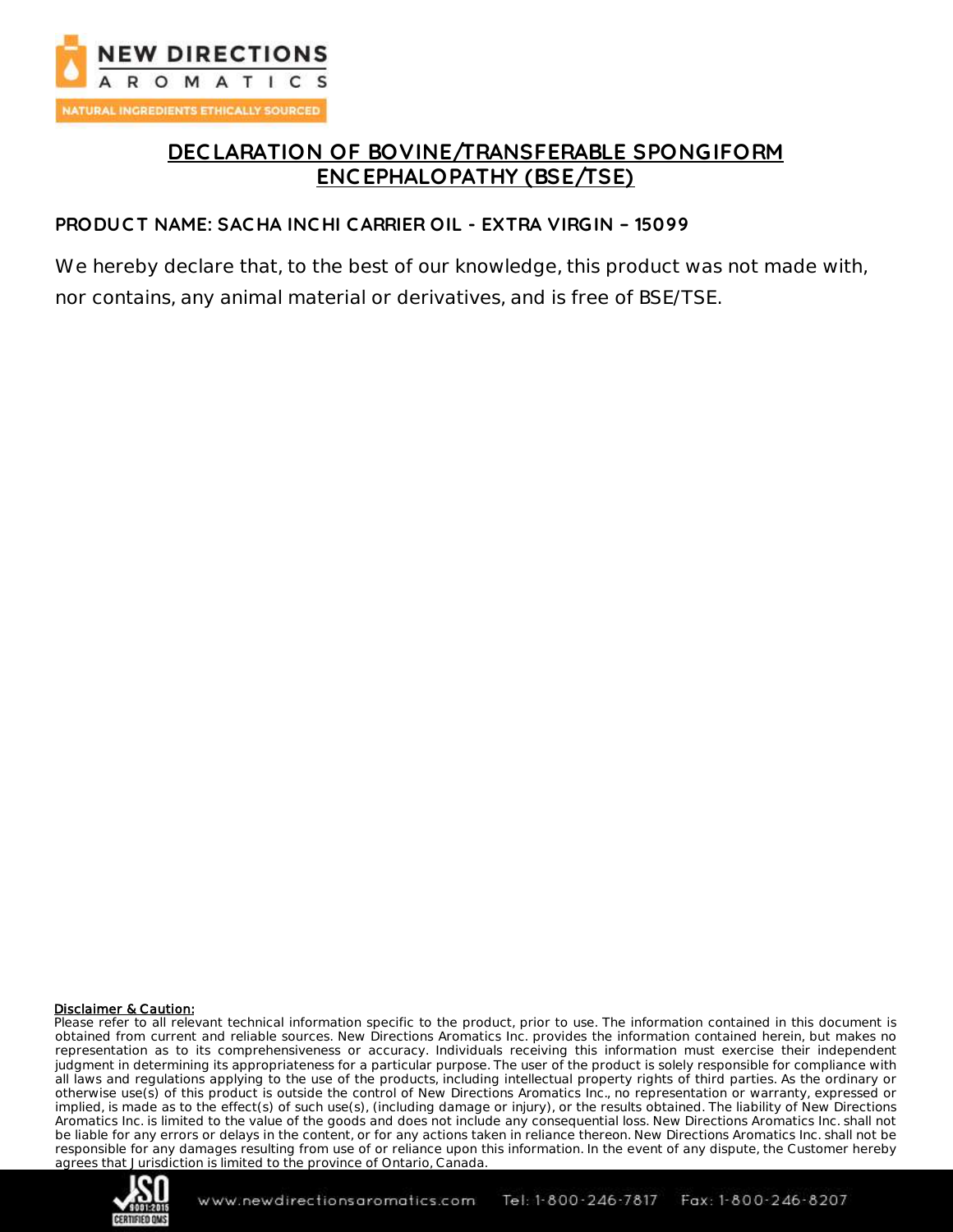# DECLARATION OF BOVINE/TRANSFERABLE SPONGIFORM ENCEPHALOPATHY (BSE/TSE)

**PRODUCT NAME: SACHA INCHI CARRIER OIL - EXTRA VIRGIN – 15099**

We hereby declare that, to the best of our knowledge, this product was not made with, nor contains, any animal material or derivatives, and is free of BSE/TSE.

**Disclaimer & Caution:**
Please refer to all relevant technical information specific to the product, prior to use. The information contained in this document is obtained from current and reliable sources. New Directions Aromatics Inc. provides the information contained herein, but makes no representation as to its comprehensiveness or accuracy. Individuals receiving this information must exercise their independent judgment in determining its appropriateness for a particular purpose. The user of the product is solely responsible for compliance with all laws and regulations applying to the use of the products, including intellectual property rights of third parties. As the ordinary or otherwise use(s) of this product is outside the control of New Directions Aromatics Inc., no representation or warranty, expressed or implied, is made as to the effect(s) of such use(s), (including damage or injury), or the results obtained. The liability of New Directions Aromatics Inc. is limited to the value of the goods and does not include any consequential loss. New Directions Aromatics Inc. shall not be liable for any errors or delays in the content, or for any actions taken in reliance thereon. New Directions Aromatics Inc. shall not be responsible for any damages resulting from use of or reliance upon this information. In the event of any dispute, the Customer hereby agrees that Jurisdiction is limited to the province of Ontario, Canada.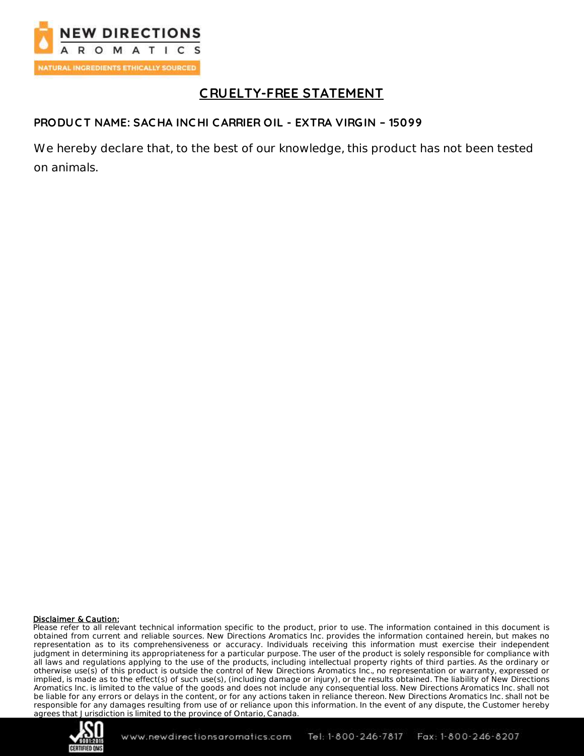# CRUELTY-FREE STATEMENT

## PRODUCT NAME: SACHA INCHI CARRIER OIL - EXTRA VIRGIN – 15099

We hereby declare that, to the best of our knowledge, this product has not been tested on animals.

**Disclaimer & Caution:**

Please refer to all relevant technical information specific to the product, prior to use. The information contained in this document is obtained from current and reliable sources. New Directions Aromatics Inc. provides the information contained herein, but makes no representation as to its comprehensiveness or accuracy. Individuals receiving this information must exercise their independent judgment in determining its appropriateness for a particular purpose. The user of the product is solely responsible for compliance with all laws and regulations applying to the use of the products, including intellectual property rights of third parties. As the ordinary or otherwise use(s) of this product is outside the control of New Directions Aromatics Inc., no representation or warranty, expressed or implied, is made as to the effect(s) of such use(s), (including damage or injury), or the results obtained. The liability of New Directions Aromatics Inc. is limited to the value of the goods and does not include any consequential loss. New Directions Aromatics Inc. shall not be liable for any errors or delays in the content, or for any actions taken in reliance thereon. New Directions Aromatics Inc. shall not be responsible for any damages resulting from use of or reliance upon this information. In the event of any dispute, the Customer hereby agrees that Jurisdiction is limited to the province of Ontario, Canada.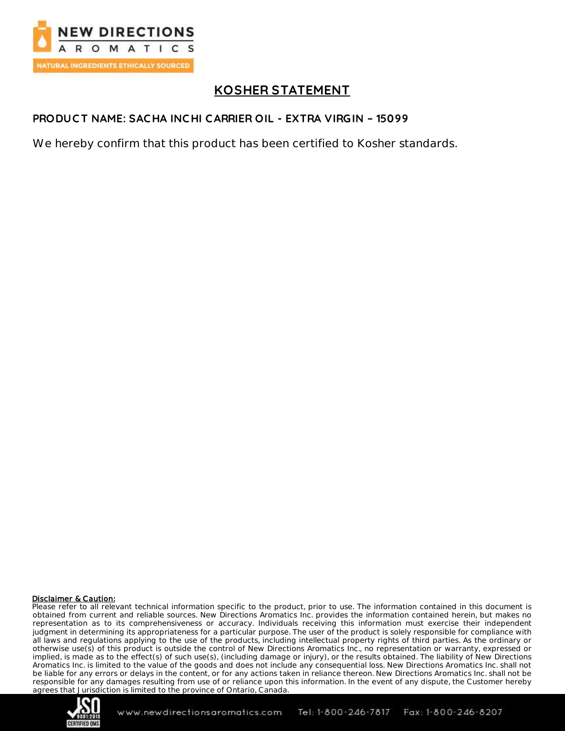# KOSHER STATEMENT

**PRODUCT NAME: SACHA INCHI CARRIER OIL - EXTRA VIRGIN – 15099**

We hereby confirm that this product has been certified to Kosher standards.

**Disclaimer & Caution:**
Please refer to all relevant technical information specific to the product, prior to use. The information contained in this document is obtained from current and reliable sources. New Directions Aromatics Inc. provides the information contained herein, but makes no representation as to its comprehensiveness or accuracy. Individuals receiving this information must exercise their independent judgment in determining its appropriateness for a particular purpose. The user of the product is solely responsible for compliance with all laws and regulations applying to the use of the products, including intellectual property rights of third parties. As the ordinary or otherwise use(s) of this product is outside the control of New Directions Aromatics Inc., no representation or warranty, expressed or implied, is made as to the effect(s) of such use(s), (including damage or injury), or the results obtained. The liability of New Directions Aromatics Inc. is limited to the value of the goods and does not include any consequential loss. New Directions Aromatics Inc. shall not be liable for any errors or delays in the content, or for any actions taken in reliance thereon. New Directions Aromatics Inc. shall not be responsible for any damages resulting from use of or reliance upon this information. In the event of any dispute, the Customer hereby agrees that Jurisdiction is limited to the province of Ontario, Canada.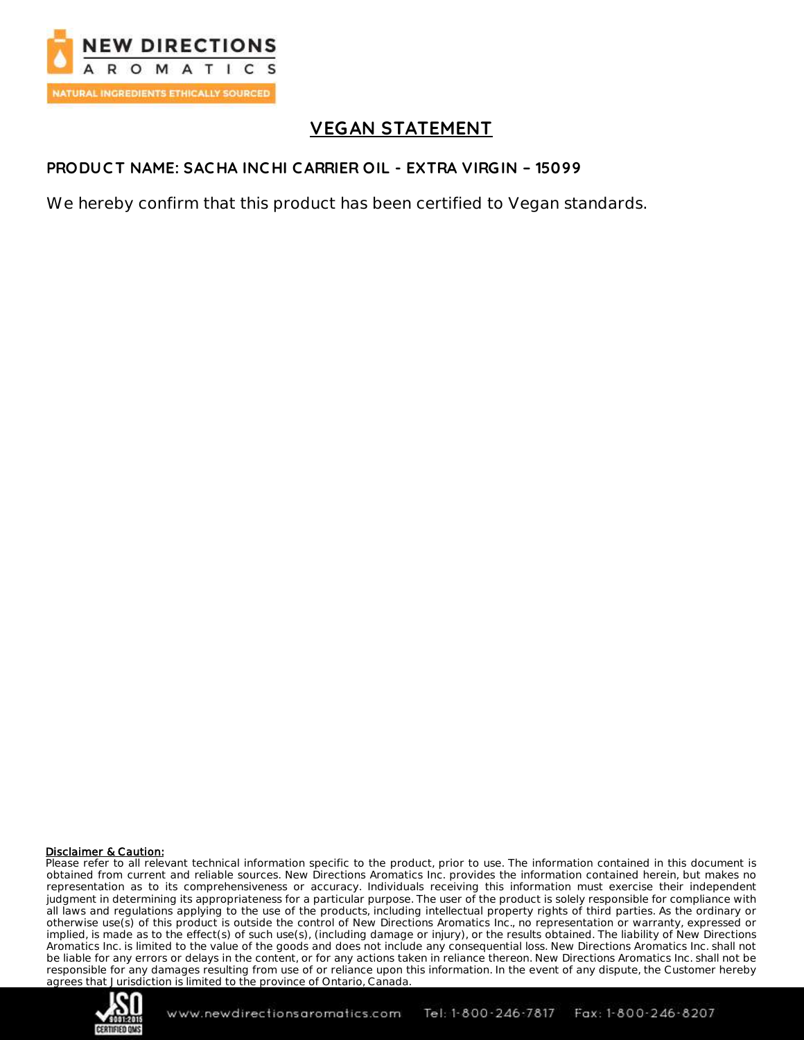# VEGAN STATEMENT

**PRODUCT NAME: SACHA INCHI CARRIER OIL - EXTRA VIRGIN – 15099**

We hereby confirm that this product has been certified to Vegan standards.

**Disclaimer & Caution:**

Please refer to all relevant technical information specific to the product, prior to use. The information contained in this document is obtained from current and reliable sources. New Directions Aromatics Inc. provides the information contained herein, but makes no representation as to its comprehensiveness or accuracy. Individuals receiving this information must exercise their independent judgment in determining its appropriateness for a particular purpose. The user of the product is solely responsible for compliance with all laws and regulations applying to the use of the products, including intellectual property rights of third parties. As the ordinary or otherwise use(s) of this product is outside the control of New Directions Aromatics Inc., no representation or warranty, expressed or implied, is made as to the effect(s) of such use(s), (including damage or injury), or the results obtained. The liability of New Directions Aromatics Inc. is limited to the value of the goods and does not include any consequential loss. New Directions Aromatics Inc. shall not be liable for any errors or delays in the content, or for any actions taken in reliance thereon. New Directions Aromatics Inc. shall not be responsible for any damages resulting from use of or reliance upon this information. In the event of any dispute, the Customer hereby agrees that Jurisdiction is limited to the province of Ontario, Canada.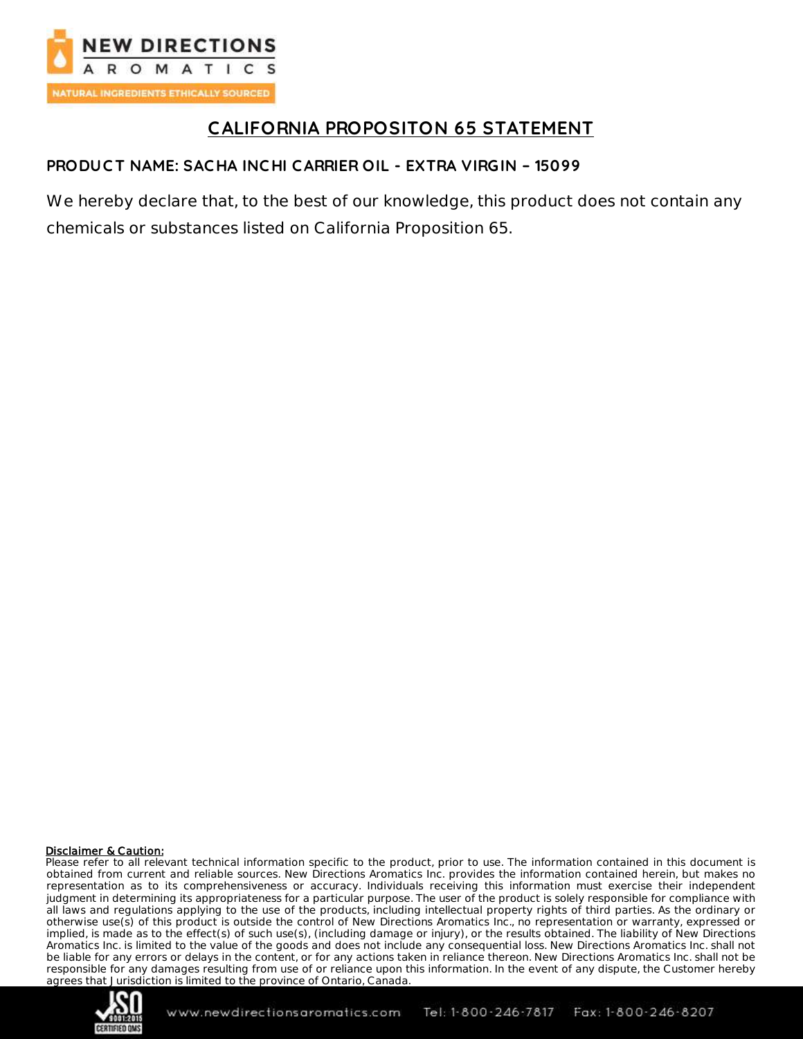## CALIFORNIA PROPOSITON 65 STATEMENT

**PRODUCT NAME: SACHA INCHI CARRIER OIL - EXTRA VIRGIN – 15099**

We hereby declare that, to the best of our knowledge, this product does not contain any chemicals or substances listed on California Proposition 65.

**Disclaimer & Caution:**
Please refer to all relevant technical information specific to the product, prior to use. The information contained in this document is obtained from current and reliable sources. New Directions Aromatics Inc. provides the information contained herein, but makes no representation as to its comprehensiveness or accuracy. Individuals receiving this information must exercise their independent judgment in determining its appropriateness for a particular purpose. The user of the product is solely responsible for compliance with all laws and regulations applying to the use of the products, including intellectual property rights of third parties. As the ordinary or otherwise use(s) of this product is outside the control of New Directions Aromatics Inc., no representation or warranty, expressed or implied, is made as to the effect(s) of such use(s), (including damage or injury), or the results obtained. The liability of New Directions Aromatics Inc. is limited to the value of the goods and does not include any consequential loss. New Directions Aromatics Inc. shall not be liable for any errors or delays in the content, or for any actions taken in reliance thereon. New Directions Aromatics Inc. shall not be responsible for any damages resulting from use of or reliance upon this information. In the event of any dispute, the Customer hereby agrees that Jurisdiction is limited to the province of Ontario, Canada.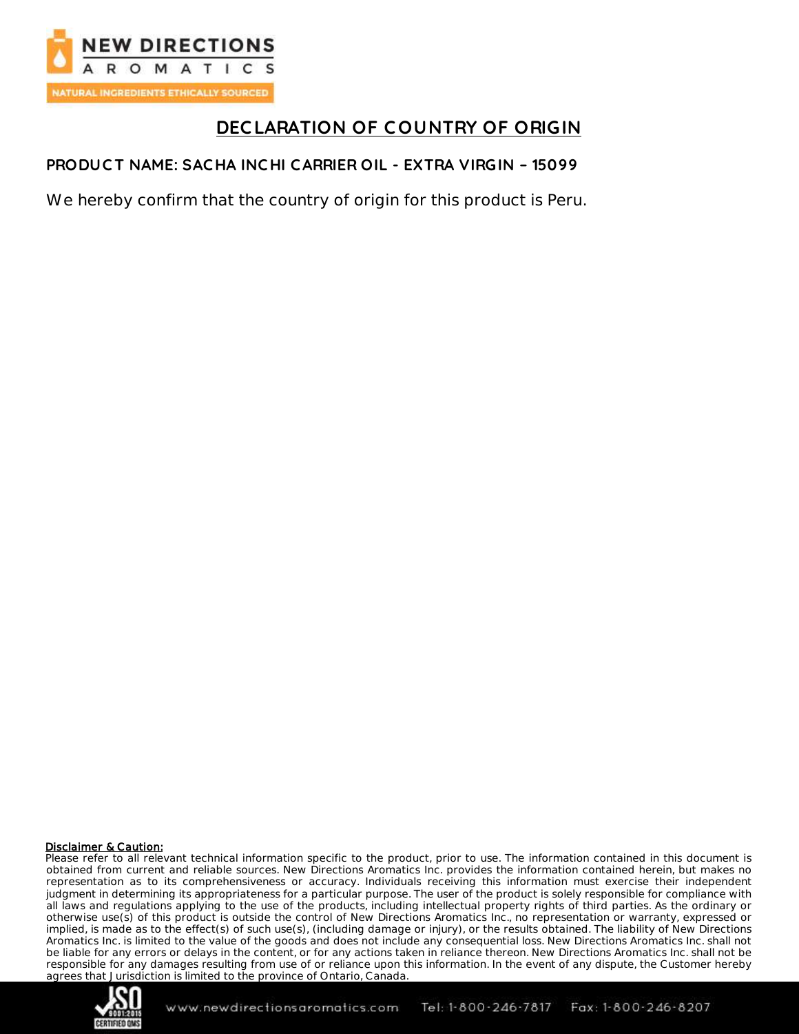NEW DIRECTIONS AROMATICS

NATURAL INGREDIENTS ETHICALLY SOURCED

# DECLARATION OF COUNTRY OF ORIGIN

## PRODUCT NAME: SACHA INCHI CARRIER OIL - EXTRA VIRGIN – 15099

We hereby confirm that the country of origin for this product is Peru.

**Disclaimer & Caution:**
Please refer to all relevant technical information specific to the product, prior to use. The information contained in this document is obtained from current and reliable sources. New Directions Aromatics Inc. provides the information contained herein, but makes no representation as to its comprehensiveness or accuracy. Individuals receiving this information must exercise their independent judgment in determining its appropriateness for a particular purpose. The user of the product is solely responsible for compliance with all laws and regulations applying to the use of the products, including intellectual property rights of third parties. As the ordinary or otherwise use(s) of this product is outside the control of New Directions Aromatics Inc., no representation or warranty, expressed or implied, is made as to the effect(s) of such use(s), (including damage or injury), or the results obtained. The liability of New Directions Aromatics Inc. is limited to the value of the goods and does not include any consequential loss. New Directions Aromatics Inc. shall not be liable for any errors or delays in the content, or for any actions taken in reliance thereon. New Directions Aromatics Inc. shall not be responsible for any damages resulting from use of or reliance upon this information. In the event of any dispute, the Customer hereby agrees that Jurisdiction is limited to the province of Ontario, Canada.

www.newdirectionsaromatics.com Tel: 1-800-246-7817 Fax: 1-800-246-8207